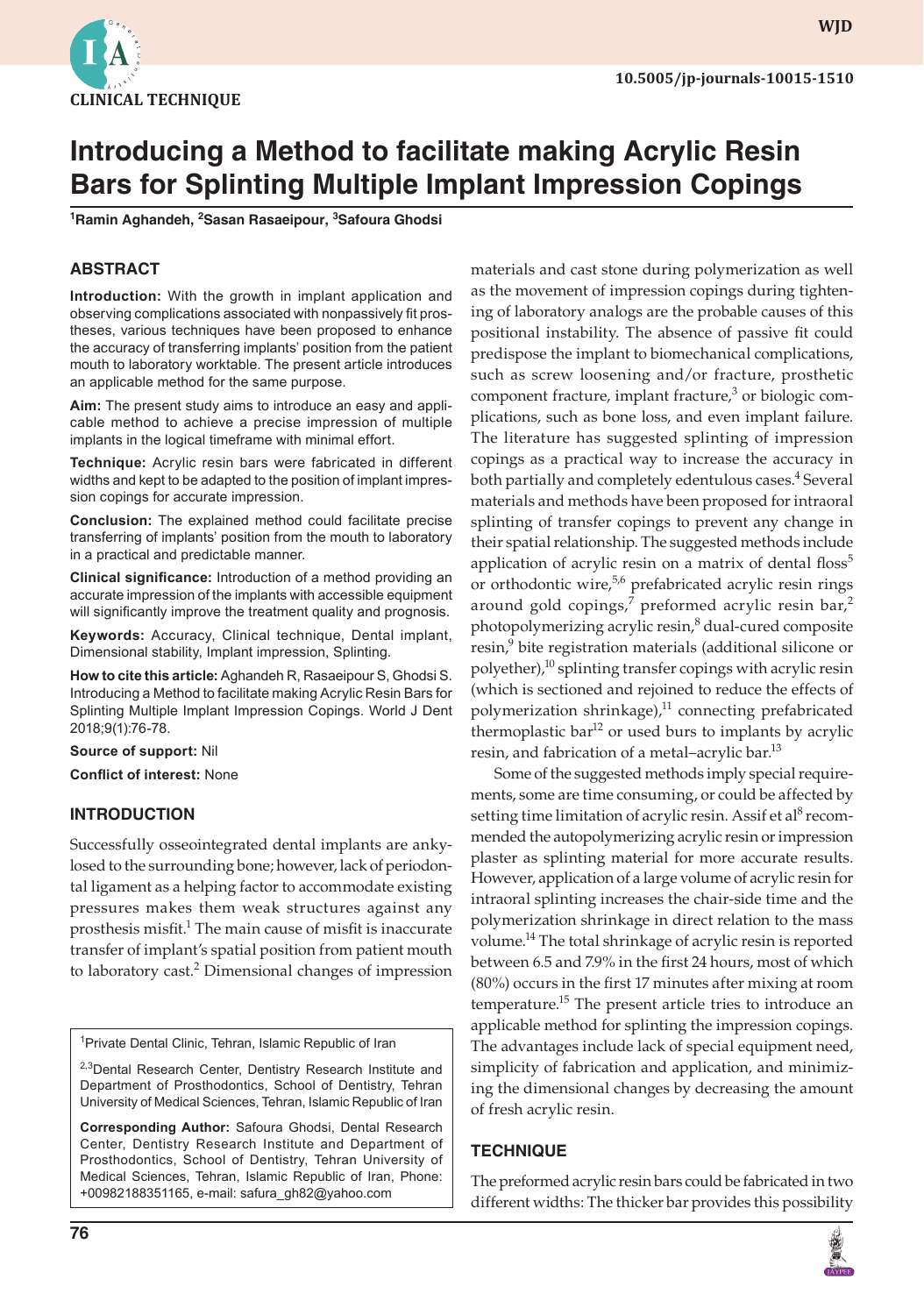CLINICAL TECHNIQUE

# Introducing a Method to facilitate making Acrylic Resin Bars for Splinting Multiple Implant Impression Copings

[1]Ramin Aghandeh, [2]Sasan Rasaeipour, [3]Safoura Ghodsi

## ABSTRACT

**Introduction:** With the growth in implant application and observing complications associated with nonpassively fit prostheses, various techniques have been proposed to enhance the accuracy of transferring implants' position from the patient mouth to laboratory worktable. The present article introduces an applicable method for the same purpose.

**Aim:** The present study aims to introduce an easy and applicable method to achieve a precise impression of multiple implants in the logical timeframe with minimal effort.

**Technique:** Acrylic resin bars were fabricated in different widths and kept to be adapted to the position of implant impression copings for accurate impression.

**Conclusion:** The explained method could facilitate precise transferring of implants' position from the mouth to laboratory in a practical and predictable manner.

**Clinical significance:** Introduction of a method providing an accurate impression of the implants with accessible equipment will significantly improve the treatment quality and prognosis.

**Keywords:** Accuracy, Clinical technique, Dental implant, Dimensional stability, Implant impression, Splinting.

**How to cite this article:** Aghandeh R, Rasaeipour S, Ghodsi S. Introducing a Method to facilitate making Acrylic Resin Bars for Splinting Multiple Implant Impression Copings. World J Dent 2018;9(1):76-78.

**Source of support:** Nil

**Conflict of interest:** None

## INTRODUCTION

Successfully osseointegrated dental implants are ankylosed to the surrounding bone; however, lack of periodontal ligament as a helping factor to accommodate existing pressures makes them weak structures against any prosthesis misfit.[1] The main cause of misfit is inaccurate transfer of implant's spatial position from patient mouth to laboratory cast.[2] Dimensional changes of impression materials and cast stone during polymerization as well as the movement of impression copings during tightening of laboratory analogs are the probable causes of this positional instability. The absence of passive fit could predispose the implant to biomechanical complications, such as screw loosening and/or fracture, prosthetic component fracture, implant fracture,[3] or biologic complications, such as bone loss, and even implant failure. The literature has suggested splinting of impression copings as a practical way to increase the accuracy in both partially and completely edentulous cases.[4] Several materials and methods have been proposed for intraoral splinting of transfer copings to prevent any change in their spatial relationship. The suggested methods include application of acrylic resin on a matrix of dental floss[5] or orthodontic wire,[5,6] prefabricated acrylic resin rings around gold copings,[7] preformed acrylic resin bar,[2] photopolymerizing acrylic resin,[8] dual-cured composite resin,[9] bite registration materials (additional silicone or polyether),[10] splinting transfer copings with acrylic resin (which is sectioned and rejoined to reduce the effects of polymerization shrinkage),[11] connecting prefabricated thermoplastic bar[12] or used burs to implants by acrylic resin, and fabrication of a metal–acrylic bar.[13]

Some of the suggested methods imply special requirements, some are time consuming, or could be affected by setting time limitation of acrylic resin. Assif et al[8] recommended the autopolymerizing acrylic resin or impression plaster as splinting material for more accurate results. However, application of a large volume of acrylic resin for intraoral splinting increases the chair-side time and the polymerization shrinkage in direct relation to the mass volume.[14] The total shrinkage of acrylic resin is reported between 6.5 and 7.9% in the first 24 hours, most of which (80%) occurs in the first 17 minutes after mixing at room temperature.[15] The present article tries to introduce an applicable method for splinting the impression copings. The advantages include lack of special equipment need, simplicity of fabrication and application, and minimizing the dimensional changes by decreasing the amount of fresh acrylic resin.

## TECHNIQUE

The preformed acrylic resin bars could be fabricated in two different widths: The thicker bar provides this possibility

[1]Private Dental Clinic, Tehran, Islamic Republic of Iran

[2,3]Dental Research Center, Dentistry Research Institute and Department of Prosthodontics, School of Dentistry, Tehran University of Medical Sciences, Tehran, Islamic Republic of Iran

**Corresponding Author:** Safoura Ghodsi, Dental Research Center, Dentistry Research Institute and Department of Prosthodontics, School of Dentistry, Tehran University of Medical Sciences, Tehran, Islamic Republic of Iran, Phone: +00982188351165, e-mail: safura_gh82@yahoo.com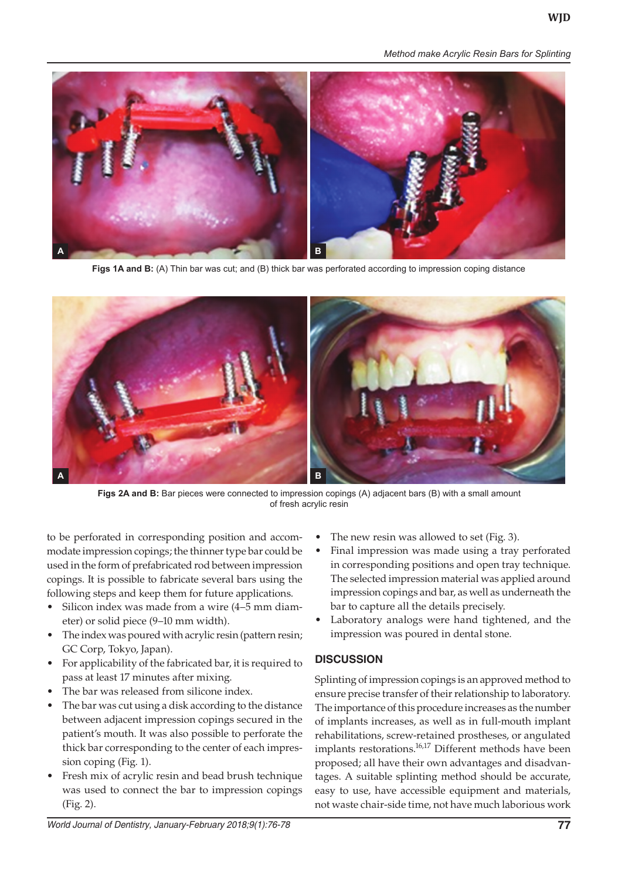Figs 1A and B: (A) Thin bar was cut; and (B) thick bar was perforated according to impression coping distance

Figs 2A and B: Bar pieces were connected to impression copings (A) adjacent bars (B) with a small amount of fresh acrylic resin

to be perforated in corresponding position and accommodate impression copings; the thinner type bar could be used in the form of prefabricated rod between impression copings. It is possible to fabricate several bars using the following steps and keep them for future applications.

- Silicon index was made from a wire (4–5 mm diameter) or solid piece (9–10 mm width).
- The index was poured with acrylic resin (pattern resin; GC Corp, Tokyo, Japan).
- For applicability of the fabricated bar, it is required to pass at least 17 minutes after mixing.
- The bar was released from silicone index.
- The bar was cut using a disk according to the distance between adjacent impression copings secured in the patient's mouth. It was also possible to perforate the thick bar corresponding to the center of each impression coping (Fig. 1).
- Fresh mix of acrylic resin and bead brush technique was used to connect the bar to impression copings (Fig. 2).
- The new resin was allowed to set (Fig. 3).
- Final impression was made using a tray perforated in corresponding positions and open tray technique. The selected impression material was applied around impression copings and bar, as well as underneath the bar to capture all the details precisely.
- Laboratory analogs were hand tightened, and the impression was poured in dental stone.

## DISCUSSION

Splinting of impression copings is an approved method to ensure precise transfer of their relationship to laboratory. The importance of this procedure increases as the number of implants increases, as well as in full-mouth implant rehabilitations, screw-retained prostheses, or angulated implants restorations.[16,17] Different methods have been proposed; all have their own advantages and disadvantages. A suitable splinting method should be accurate, easy to use, have accessible equipment and materials, not waste chair-side time, not have much laborious work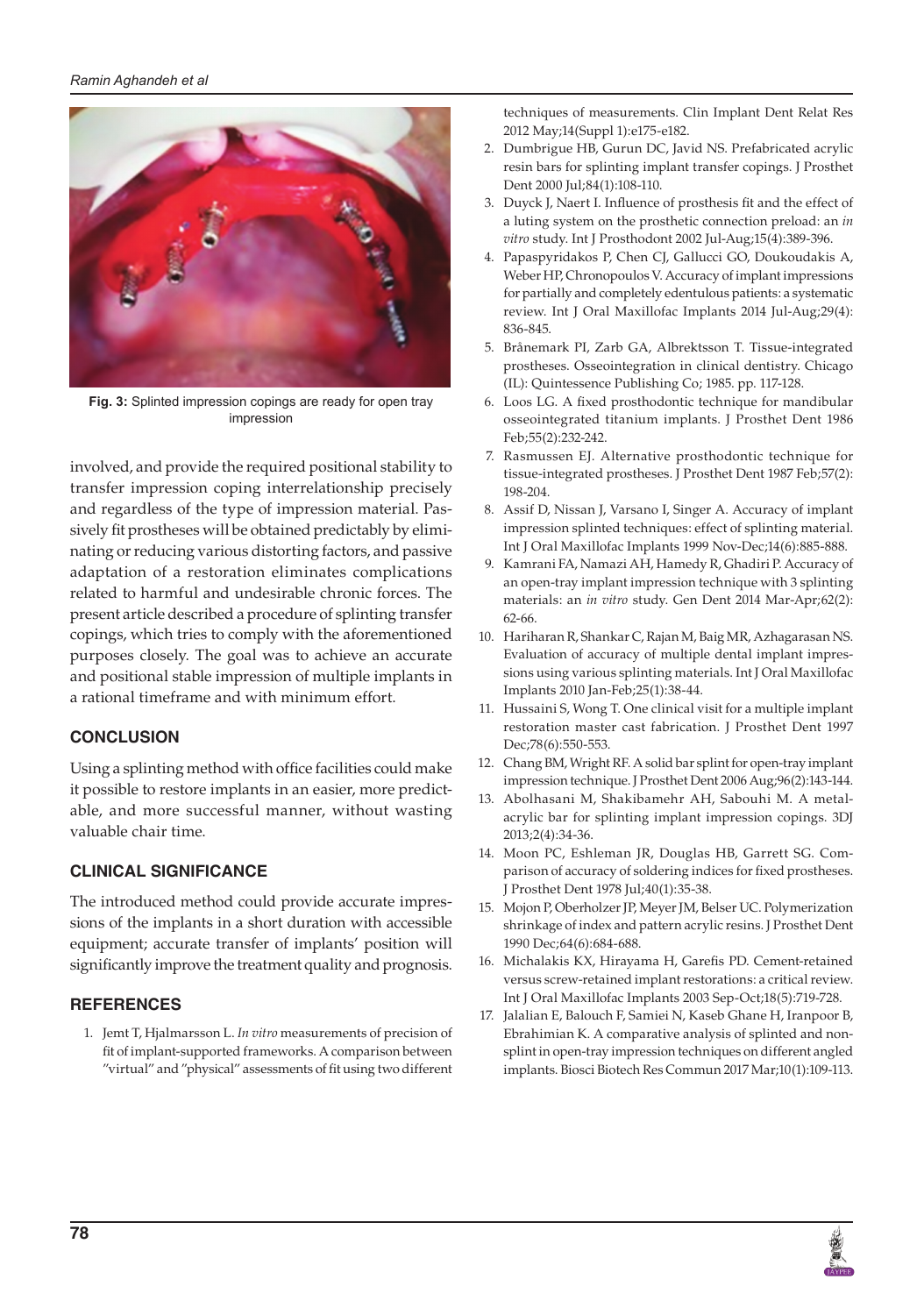Fig. 3: Splinted impression copings are ready for open tray impression

involved, and provide the required positional stability to transfer impression coping interrelationship precisely and regardless of the type of impression material. Passively fit prostheses will be obtained predictably by eliminating or reducing various distorting factors, and passive adaptation of a restoration eliminates complications related to harmful and undesirable chronic forces. The present article described a procedure of splinting transfer copings, which tries to comply with the aforementioned purposes closely. The goal was to achieve an accurate and positional stable impression of multiple implants in a rational timeframe and with minimum effort.

## CONCLUSION

Using a splinting method with office facilities could make it possible to restore implants in an easier, more predictable, and more successful manner, without wasting valuable chair time.

## CLINICAL SIGNIFICANCE

The introduced method could provide accurate impressions of the implants in a short duration with accessible equipment; accurate transfer of implants' position will significantly improve the treatment quality and prognosis.

## REFERENCES

1. Jemt T, Hjalmarsson L. *In vitro* measurements of precision of fit of implant-supported frameworks. A comparison between "virtual" and "physical" assessments of fit using two different techniques of measurements. Clin Implant Dent Relat Res 2012 May;14(Suppl 1):e175-e182.
2. Dumbrigue HB, Gurun DC, Javid NS. Prefabricated acrylic resin bars for splinting implant transfer copings. J Prosthet Dent 2000 Jul;84(1):108-110.
3. Duyck J, Naert I. Influence of prosthesis fit and the effect of a luting system on the prosthetic connection preload: an *in vitro* study. Int J Prosthodont 2002 Jul-Aug;15(4):389-396.
4. Papaspyridakos P, Chen CJ, Gallucci GO, Doukoudakis A, Weber HP, Chronopoulos V. Accuracy of implant impressions for partially and completely edentulous patients: a systematic review. Int J Oral Maxillofac Implants 2014 Jul-Aug;29(4):836-845.
5. Brånemark PI, Zarb GA, Albrektsson T. Tissue-integrated prostheses. Osseointegration in clinical dentistry. Chicago (IL): Quintessence Publishing Co; 1985. pp. 117-128.
6. Loos LG. A fixed prosthodontic technique for mandibular osseointegrated titanium implants. J Prosthet Dent 1986 Feb;55(2):232-242.
7. Rasmussen EJ. Alternative prosthodontic technique for tissue-integrated prostheses. J Prosthet Dent 1987 Feb;57(2):198-204.
8. Assif D, Nissan J, Varsano I, Singer A. Accuracy of implant impression splinted techniques: effect of splinting material. Int J Oral Maxillofac Implants 1999 Nov-Dec;14(6):885-888.
9. Kamrani FA, Namazi AH, Hamedy R, Ghadiri P. Accuracy of an open-tray implant impression technique with 3 splinting materials: an *in vitro* study. Gen Dent 2014 Mar-Apr;62(2):62-66.
10. Hariharan R, Shankar C, Rajan M, Baig MR, Azhagarasan NS. Evaluation of accuracy of multiple dental implant impressions using various splinting materials. Int J Oral Maxillofac Implants 2010 Jan-Feb;25(1):38-44.
11. Hussaini S, Wong T. One clinical visit for a multiple implant restoration master cast fabrication. J Prosthet Dent 1997 Dec;78(6):550-553.
12. Chang BM, Wright RF. A solid bar splint for open-tray implant impression technique. J Prosthet Dent 2006 Aug;96(2):143-144.
13. Abolhasani M, Shakibamehr AH, Sabouhi M. A metal-acrylic bar for splinting implant impression copings. 3DJ 2013;2(4):34-36.
14. Moon PC, Eshleman JR, Douglas HB, Garrett SG. Comparison of accuracy of soldering indices for fixed prostheses. J Prosthet Dent 1978 Jul;40(1):35-38.
15. Mojon P, Oberholzer JP, Meyer JM, Belser UC. Polymerization shrinkage of index and pattern acrylic resins. J Prosthet Dent 1990 Dec;64(6):684-688.
16. Michalakis KX, Hirayama H, Garefis PD. Cement-retained versus screw-retained implant restorations: a critical review. Int J Oral Maxillofac Implants 2003 Sep-Oct;18(5):719-728.
17. Jalalian E, Balouch F, Samiei N, Kaseb Ghane H, Iranpoor B, Ebrahimian K. A comparative analysis of splinted and non-splint in open-tray impression techniques on different angled implants. Biosci Biotech Res Commun 2017 Mar;10(1):109-113.